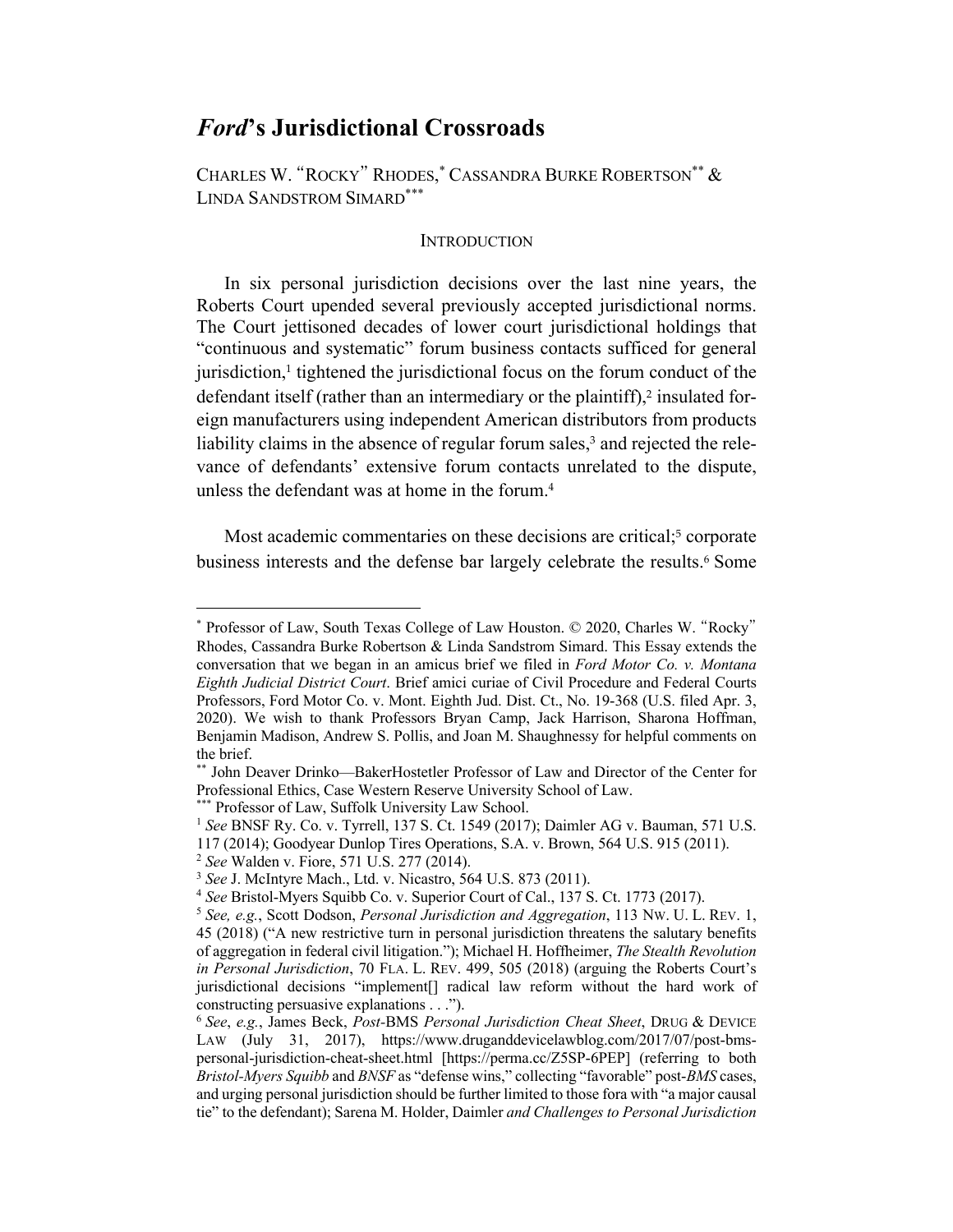# *Ford*'s Jurisdictional Crossroads

CHARLES W. "ROCKY" RHODES,[*] CASSANDRA BURKE ROBERTSON[**] & LINDA SANDSTROM SIMARD[***]

## INTRODUCTION

In six personal jurisdiction decisions over the last nine years, the Roberts Court upended several previously accepted jurisdictional norms. The Court jettisoned decades of lower court jurisdictional holdings that "continuous and systematic" forum business contacts sufficed for general jurisdiction,[1] tightened the jurisdictional focus on the forum conduct of the defendant itself (rather than an intermediary or the plaintiff),[2] insulated foreign manufacturers using independent American distributors from products liability claims in the absence of regular forum sales,[3] and rejected the relevance of defendants' extensive forum contacts unrelated to the dispute, unless the defendant was at home in the forum.[4]

Most academic commentaries on these decisions are critical;[5] corporate business interests and the defense bar largely celebrate the results.[6] Some

---

[*] Professor of Law, South Texas College of Law Houston. © 2020, Charles W. "Rocky" Rhodes, Cassandra Burke Robertson & Linda Sandstrom Simard. This Essay extends the conversation that we began in an amicus brief we filed in *Ford Motor Co. v. Montana Eighth Judicial District Court*. Brief amici curiae of Civil Procedure and Federal Courts Professors, Ford Motor Co. v. Mont. Eighth Jud. Dist. Ct., No. 19-368 (U.S. filed Apr. 3, 2020). We wish to thank Professors Bryan Camp, Jack Harrison, Sharona Hoffman, Benjamin Madison, Andrew S. Pollis, and Joan M. Shaughnessy for helpful comments on the brief.

[**] John Deaver Drinko—BakerHostetler Professor of Law and Director of the Center for Professional Ethics, Case Western Reserve University School of Law.

[***] Professor of Law, Suffolk University Law School.

[1] *See* BNSF Ry. Co. v. Tyrrell, 137 S. Ct. 1549 (2017); Daimler AG v. Bauman, 571 U.S. 117 (2014); Goodyear Dunlop Tires Operations, S.A. v. Brown, 564 U.S. 915 (2011).

[2] *See* Walden v. Fiore, 571 U.S. 277 (2014).

[3] *See* J. McIntyre Mach., Ltd. v. Nicastro, 564 U.S. 873 (2011).

[4] *See* Bristol-Myers Squibb Co. v. Superior Court of Cal., 137 S. Ct. 1773 (2017).

[5] *See, e.g.*, Scott Dodson, *Personal Jurisdiction and Aggregation*, 113 NW. U. L. REV. 1, 45 (2018) ("A new restrictive turn in personal jurisdiction threatens the salutary benefits of aggregation in federal civil litigation."); Michael H. Hoffheimer, *The Stealth Revolution in Personal Jurisdiction*, 70 FLA. L. REV. 499, 505 (2018) (arguing the Roberts Court's jurisdictional decisions "implement[] radical law reform without the hard work of constructing persuasive explanations . . .").

[6] *See*, *e.g.*, James Beck, *Post-*BMS *Personal Jurisdiction Cheat Sheet*, DRUG & DEVICE LAW (July 31, 2017), https://www.druganddevicelawblog.com/2017/07/post-bms-personal-jurisdiction-cheat-sheet.html [https://perma.cc/Z5SP-6PEP] (referring to both *Bristol-Myers Squibb* and *BNSF* as "defense wins," collecting "favorable" post-*BMS* cases, and urging personal jurisdiction should be further limited to those fora with "a major causal tie" to the defendant); Sarena M. Holder, Daimler *and Challenges to Personal Jurisdiction*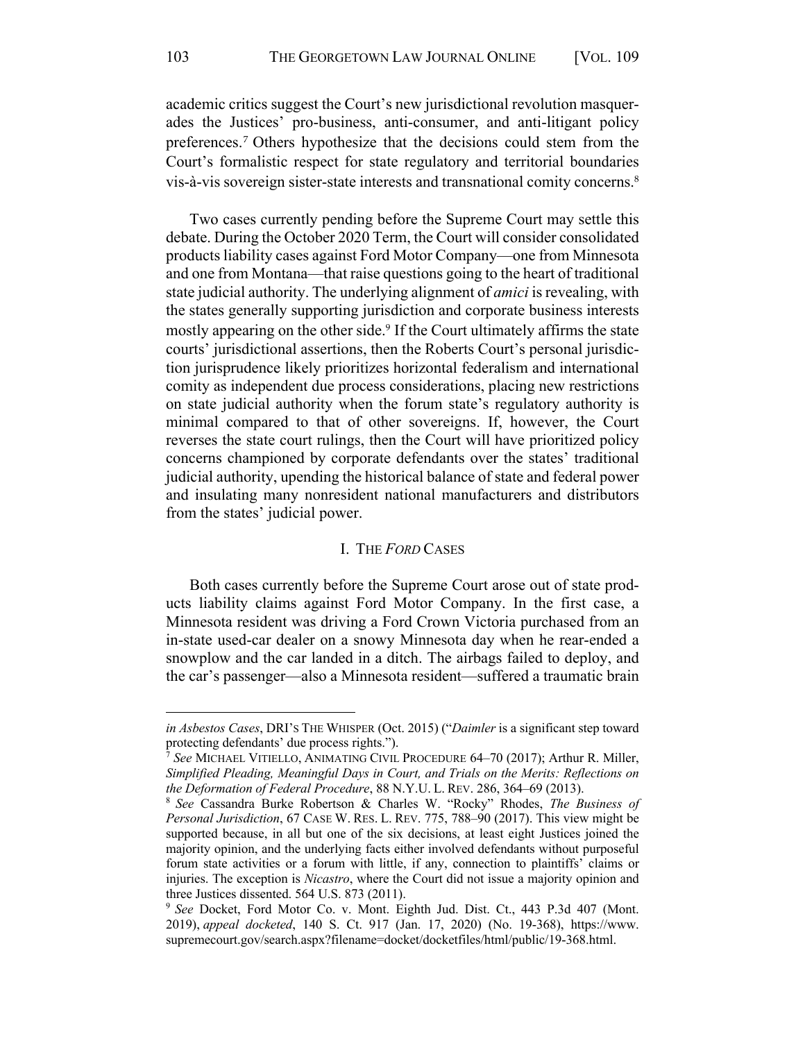academic critics suggest the Court's new jurisdictional revolution masquerades the Justices' pro-business, anti-consumer, and anti-litigant policy preferences.[7] Others hypothesize that the decisions could stem from the Court's formalistic respect for state regulatory and territorial boundaries vis-à-vis sovereign sister-state interests and transnational comity concerns.[8]

Two cases currently pending before the Supreme Court may settle this debate. During the October 2020 Term, the Court will consider consolidated products liability cases against Ford Motor Company—one from Minnesota and one from Montana—that raise questions going to the heart of traditional state judicial authority. The underlying alignment of *amici* is revealing, with the states generally supporting jurisdiction and corporate business interests mostly appearing on the other side.[9] If the Court ultimately affirms the state courts' jurisdictional assertions, then the Roberts Court's personal jurisdiction jurisprudence likely prioritizes horizontal federalism and international comity as independent due process considerations, placing new restrictions on state judicial authority when the forum state's regulatory authority is minimal compared to that of other sovereigns. If, however, the Court reverses the state court rulings, then the Court will have prioritized policy concerns championed by corporate defendants over the states' traditional judicial authority, upending the historical balance of state and federal power and insulating many nonresident national manufacturers and distributors from the states' judicial power.

## I. THE *FORD* CASES

Both cases currently before the Supreme Court arose out of state products liability claims against Ford Motor Company. In the first case, a Minnesota resident was driving a Ford Crown Victoria purchased from an in-state used-car dealer on a snowy Minnesota day when he rear-ended a snowplow and the car landed in a ditch. The airbags failed to deploy, and the car's passenger—also a Minnesota resident—suffered a traumatic brain

---

*in Asbestos Cases*, DRI'S THE WHISPER (Oct. 2015) ("*Daimler* is a significant step toward protecting defendants' due process rights.").

[7] *See* MICHAEL VITIELLO, ANIMATING CIVIL PROCEDURE 64–70 (2017); Arthur R. Miller, *Simplified Pleading, Meaningful Days in Court, and Trials on the Merits: Reflections on the Deformation of Federal Procedure*, 88 N.Y.U. L. REV. 286, 364–69 (2013).

[8] *See* Cassandra Burke Robertson & Charles W. "Rocky" Rhodes, *The Business of Personal Jurisdiction*, 67 CASE W. RES. L. REV. 775, 788–90 (2017). This view might be supported because, in all but one of the six decisions, at least eight Justices joined the majority opinion, and the underlying facts either involved defendants without purposeful forum state activities or a forum with little, if any, connection to plaintiffs' claims or injuries. The exception is *Nicastro*, where the Court did not issue a majority opinion and three Justices dissented. 564 U.S. 873 (2011).

[9] *See* Docket, Ford Motor Co. v. Mont. Eighth Jud. Dist. Ct., 443 P.3d 407 (Mont. 2019), *appeal docketed*, 140 S. Ct. 917 (Jan. 17, 2020) (No. 19-368), https://www.supremecourt.gov/search.aspx?filename=docket/docketfiles/html/public/19-368.html.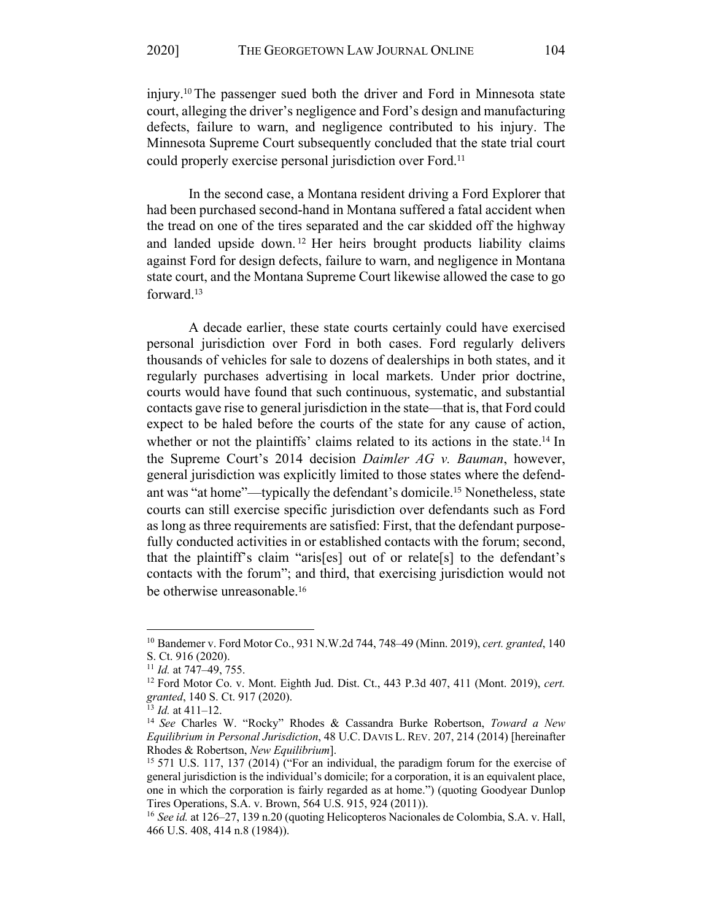injury.[10] The passenger sued both the driver and Ford in Minnesota state court, alleging the driver's negligence and Ford's design and manufacturing defects, failure to warn, and negligence contributed to his injury. The Minnesota Supreme Court subsequently concluded that the state trial court could properly exercise personal jurisdiction over Ford.[11]

In the second case, a Montana resident driving a Ford Explorer that had been purchased second-hand in Montana suffered a fatal accident when the tread on one of the tires separated and the car skidded off the highway and landed upside down.[12] Her heirs brought products liability claims against Ford for design defects, failure to warn, and negligence in Montana state court, and the Montana Supreme Court likewise allowed the case to go forward.[13]

A decade earlier, these state courts certainly could have exercised personal jurisdiction over Ford in both cases. Ford regularly delivers thousands of vehicles for sale to dozens of dealerships in both states, and it regularly purchases advertising in local markets. Under prior doctrine, courts would have found that such continuous, systematic, and substantial contacts gave rise to general jurisdiction in the state—that is, that Ford could expect to be haled before the courts of the state for any cause of action, whether or not the plaintiffs' claims related to its actions in the state.[14] In the Supreme Court's 2014 decision *Daimler AG v. Bauman*, however, general jurisdiction was explicitly limited to those states where the defendant was "at home"—typically the defendant's domicile.[15] Nonetheless, state courts can still exercise specific jurisdiction over defendants such as Ford as long as three requirements are satisfied: First, that the defendant purposefully conducted activities in or established contacts with the forum; second, that the plaintiff's claim "aris[es] out of or relate[s] to the defendant's contacts with the forum"; and third, that exercising jurisdiction would not be otherwise unreasonable.[16]

---

[10] Bandemer v. Ford Motor Co., 931 N.W.2d 744, 748–49 (Minn. 2019), *cert. granted*, 140 S. Ct. 916 (2020).

[11] *Id.* at 747–49, 755.

[12] Ford Motor Co. v. Mont. Eighth Jud. Dist. Ct., 443 P.3d 407, 411 (Mont. 2019), *cert. granted*, 140 S. Ct. 917 (2020).

[13] *Id.* at 411–12.

[14] *See* Charles W. "Rocky" Rhodes & Cassandra Burke Robertson, *Toward a New Equilibrium in Personal Jurisdiction*, 48 U.C. DAVIS L. REV. 207, 214 (2014) [hereinafter Rhodes & Robertson, *New Equilibrium*].

[15] 571 U.S. 117, 137 (2014) ("For an individual, the paradigm forum for the exercise of general jurisdiction is the individual's domicile; for a corporation, it is an equivalent place, one in which the corporation is fairly regarded as at home.") (quoting Goodyear Dunlop Tires Operations, S.A. v. Brown, 564 U.S. 915, 924 (2011)).

[16] *See id.* at 126–27, 139 n.20 (quoting Helicopteros Nacionales de Colombia, S.A. v. Hall, 466 U.S. 408, 414 n.8 (1984)).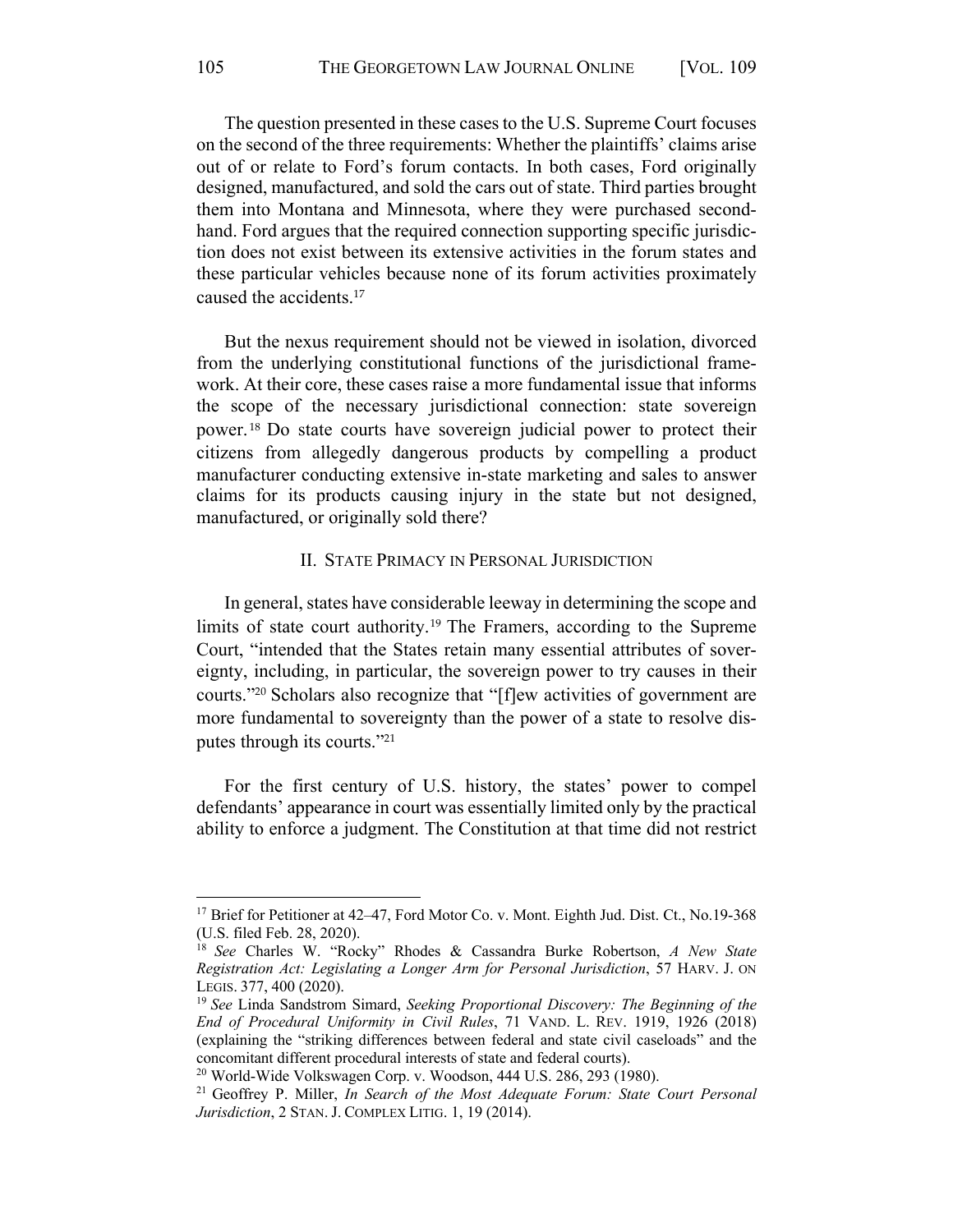The question presented in these cases to the U.S. Supreme Court focuses on the second of the three requirements: Whether the plaintiffs' claims arise out of or relate to Ford's forum contacts. In both cases, Ford originally designed, manufactured, and sold the cars out of state. Third parties brought them into Montana and Minnesota, where they were purchased second-hand. Ford argues that the required connection supporting specific jurisdiction does not exist between its extensive activities in the forum states and these particular vehicles because none of its forum activities proximately caused the accidents.[17]

But the nexus requirement should not be viewed in isolation, divorced from the underlying constitutional functions of the jurisdictional framework. At their core, these cases raise a more fundamental issue that informs the scope of the necessary jurisdictional connection: state sovereign power.[18] Do state courts have sovereign judicial power to protect their citizens from allegedly dangerous products by compelling a product manufacturer conducting extensive in-state marketing and sales to answer claims for its products causing injury in the state but not designed, manufactured, or originally sold there?

## II. State Primacy in Personal Jurisdiction

In general, states have considerable leeway in determining the scope and limits of state court authority.[19] The Framers, according to the Supreme Court, "intended that the States retain many essential attributes of sovereignty, including, in particular, the sovereign power to try causes in their courts."[20] Scholars also recognize that "[f]ew activities of government are more fundamental to sovereignty than the power of a state to resolve disputes through its courts."[21]

For the first century of U.S. history, the states' power to compel defendants' appearance in court was essentially limited only by the practical ability to enforce a judgment. The Constitution at that time did not restrict

---

[17] Brief for Petitioner at 42–47, Ford Motor Co. v. Mont. Eighth Jud. Dist. Ct., No.19-368 (U.S. filed Feb. 28, 2020).

[18] *See* Charles W. "Rocky" Rhodes & Cassandra Burke Robertson, *A New State Registration Act: Legislating a Longer Arm for Personal Jurisdiction*, 57 HARV. J. ON LEGIS. 377, 400 (2020).

[19] *See* Linda Sandstrom Simard, *Seeking Proportional Discovery: The Beginning of the End of Procedural Uniformity in Civil Rules*, 71 VAND. L. REV. 1919, 1926 (2018) (explaining the "striking differences between federal and state civil caseloads" and the concomitant different procedural interests of state and federal courts).

[20] World-Wide Volkswagen Corp. v. Woodson, 444 U.S. 286, 293 (1980).

[21] Geoffrey P. Miller, *In Search of the Most Adequate Forum: State Court Personal Jurisdiction*, 2 STAN. J. COMPLEX LITIG. 1, 19 (2014).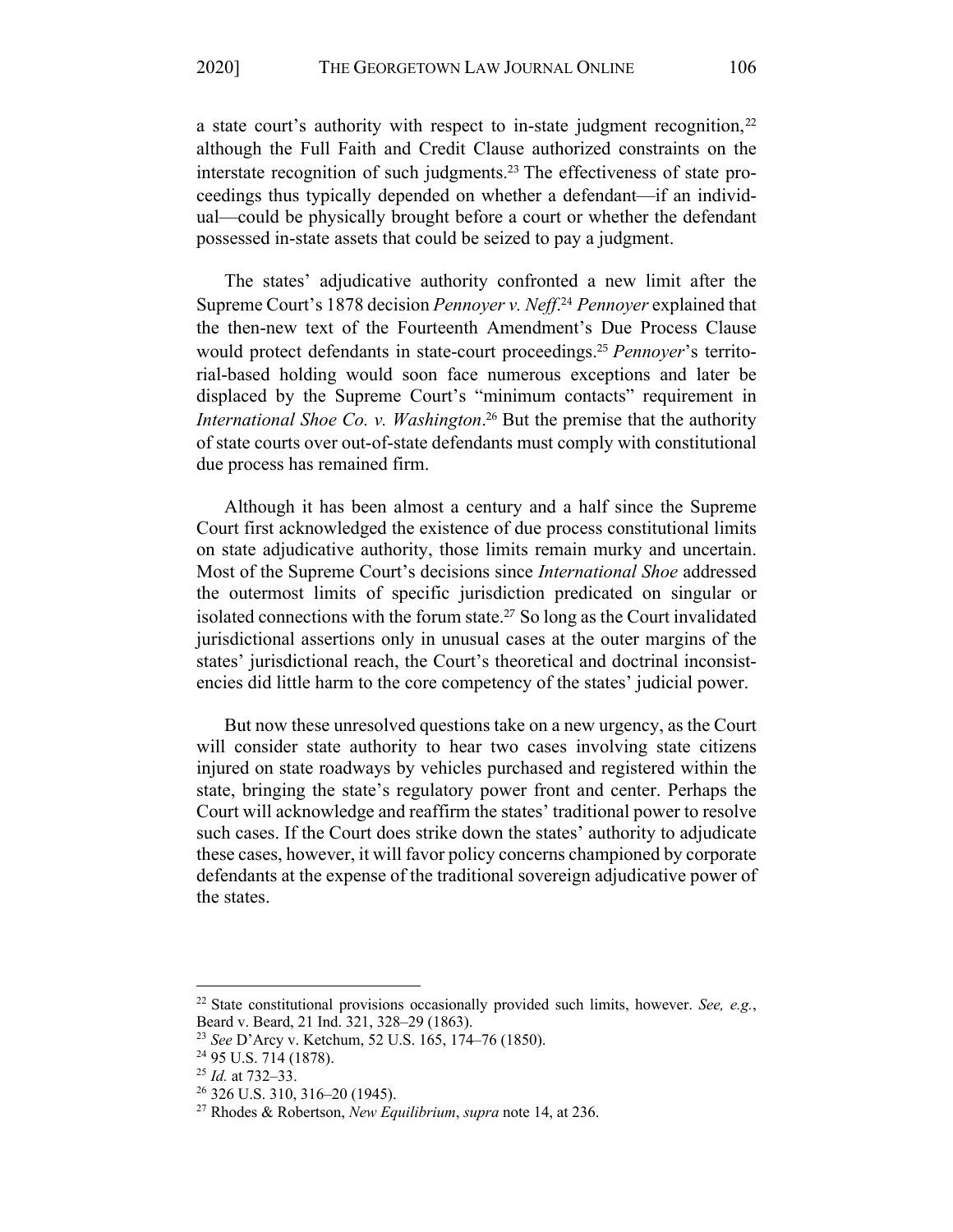a state court's authority with respect to in-state judgment recognition,[22] although the Full Faith and Credit Clause authorized constraints on the interstate recognition of such judgments.[23] The effectiveness of state proceedings thus typically depended on whether a defendant—if an individual—could be physically brought before a court or whether the defendant possessed in-state assets that could be seized to pay a judgment.

The states' adjudicative authority confronted a new limit after the Supreme Court's 1878 decision *Pennoyer v. Neff*.[24] *Pennoyer* explained that the then-new text of the Fourteenth Amendment's Due Process Clause would protect defendants in state-court proceedings.[25] *Pennoyer*'s territorial-based holding would soon face numerous exceptions and later be displaced by the Supreme Court's "minimum contacts" requirement in *International Shoe Co. v. Washington*.[26] But the premise that the authority of state courts over out-of-state defendants must comply with constitutional due process has remained firm.

Although it has been almost a century and a half since the Supreme Court first acknowledged the existence of due process constitutional limits on state adjudicative authority, those limits remain murky and uncertain. Most of the Supreme Court's decisions since *International Shoe* addressed the outermost limits of specific jurisdiction predicated on singular or isolated connections with the forum state.[27] So long as the Court invalidated jurisdictional assertions only in unusual cases at the outer margins of the states' jurisdictional reach, the Court's theoretical and doctrinal inconsistencies did little harm to the core competency of the states' judicial power.

But now these unresolved questions take on a new urgency, as the Court will consider state authority to hear two cases involving state citizens injured on state roadways by vehicles purchased and registered within the state, bringing the state's regulatory power front and center. Perhaps the Court will acknowledge and reaffirm the states' traditional power to resolve such cases. If the Court does strike down the states' authority to adjudicate these cases, however, it will favor policy concerns championed by corporate defendants at the expense of the traditional sovereign adjudicative power of the states.

---

[22] State constitutional provisions occasionally provided such limits, however. *See, e.g.*, Beard v. Beard, 21 Ind. 321, 328–29 (1863).

[23] *See* D'Arcy v. Ketchum, 52 U.S. 165, 174–76 (1850).

[24] 95 U.S. 714 (1878).

[25] *Id.* at 732–33.

[26] 326 U.S. 310, 316–20 (1945).

[27] Rhodes & Robertson, *New Equilibrium*, *supra* note 14, at 236.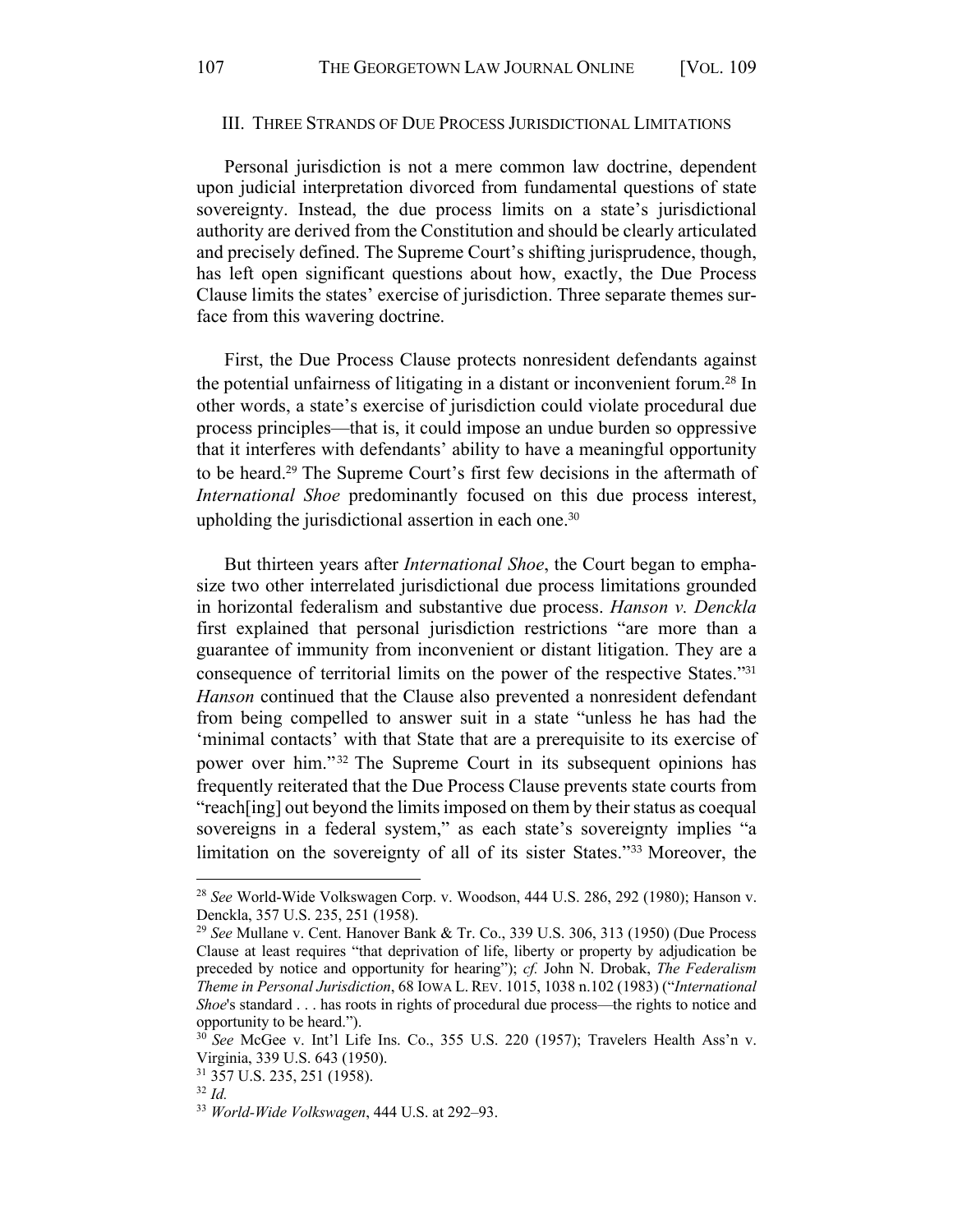## III. THREE STRANDS OF DUE PROCESS JURISDICTIONAL LIMITATIONS

Personal jurisdiction is not a mere common law doctrine, dependent upon judicial interpretation divorced from fundamental questions of state sovereignty. Instead, the due process limits on a state's jurisdictional authority are derived from the Constitution and should be clearly articulated and precisely defined. The Supreme Court's shifting jurisprudence, though, has left open significant questions about how, exactly, the Due Process Clause limits the states' exercise of jurisdiction. Three separate themes surface from this wavering doctrine.

First, the Due Process Clause protects nonresident defendants against the potential unfairness of litigating in a distant or inconvenient forum.[28] In other words, a state's exercise of jurisdiction could violate procedural due process principles—that is, it could impose an undue burden so oppressive that it interferes with defendants' ability to have a meaningful opportunity to be heard.[29] The Supreme Court's first few decisions in the aftermath of *International Shoe* predominantly focused on this due process interest, upholding the jurisdictional assertion in each one.[30]

But thirteen years after *International Shoe*, the Court began to emphasize two other interrelated jurisdictional due process limitations grounded in horizontal federalism and substantive due process. *Hanson v. Denckla* first explained that personal jurisdiction restrictions "are more than a guarantee of immunity from inconvenient or distant litigation. They are a consequence of territorial limits on the power of the respective States."[31] *Hanson* continued that the Clause also prevented a nonresident defendant from being compelled to answer suit in a state "unless he has had the 'minimal contacts' with that State that are a prerequisite to its exercise of power over him."[32] The Supreme Court in its subsequent opinions has frequently reiterated that the Due Process Clause prevents state courts from "reach[ing] out beyond the limits imposed on them by their status as coequal sovereigns in a federal system," as each state's sovereignty implies "a limitation on the sovereignty of all of its sister States."[33] Moreover, the

---

[28] *See* World-Wide Volkswagen Corp. v. Woodson, 444 U.S. 286, 292 (1980); Hanson v. Denckla, 357 U.S. 235, 251 (1958).

[29] *See* Mullane v. Cent. Hanover Bank & Tr. Co., 339 U.S. 306, 313 (1950) (Due Process Clause at least requires "that deprivation of life, liberty or property by adjudication be preceded by notice and opportunity for hearing"); *cf.* John N. Drobak, *The Federalism Theme in Personal Jurisdiction*, 68 IOWA L. REV. 1015, 1038 n.102 (1983) ("*International Shoe*'s standard . . . has roots in rights of procedural due process—the rights to notice and opportunity to be heard.").

[30] *See* McGee v. Int'l Life Ins. Co., 355 U.S. 220 (1957); Travelers Health Ass'n v. Virginia, 339 U.S. 643 (1950).

[31] 357 U.S. 235, 251 (1958).

[32] *Id.*

[33] *World-Wide Volkswagen*, 444 U.S. at 292–93.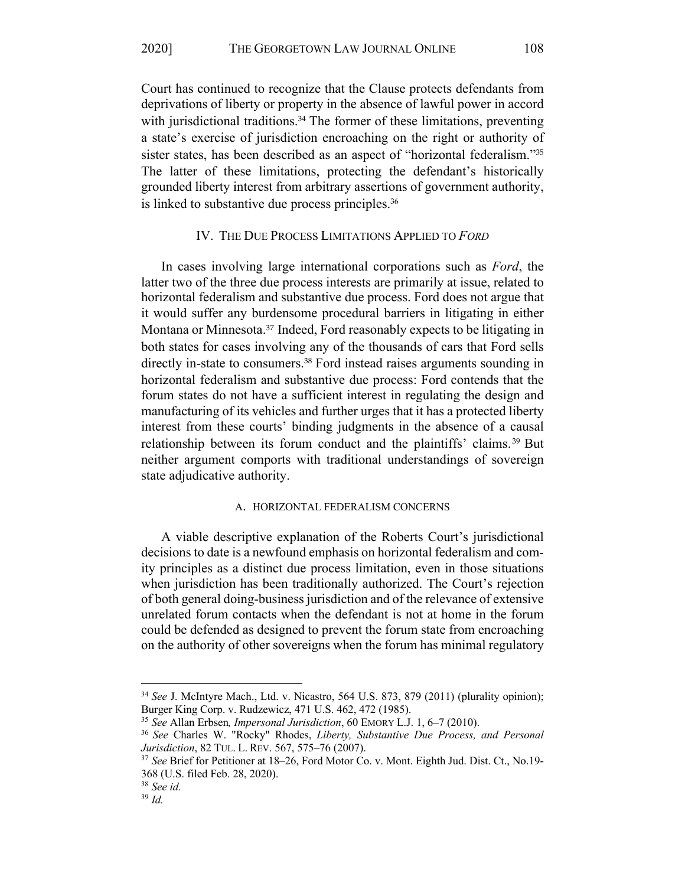Court has continued to recognize that the Clause protects defendants from deprivations of liberty or property in the absence of lawful power in accord with jurisdictional traditions.[34] The former of these limitations, preventing a state's exercise of jurisdiction encroaching on the right or authority of sister states, has been described as an aspect of "horizontal federalism."[35] The latter of these limitations, protecting the defendant's historically grounded liberty interest from arbitrary assertions of government authority, is linked to substantive due process principles.[36]

## IV. THE DUE PROCESS LIMITATIONS APPLIED TO *FORD*

In cases involving large international corporations such as *Ford*, the latter two of the three due process interests are primarily at issue, related to horizontal federalism and substantive due process. Ford does not argue that it would suffer any burdensome procedural barriers in litigating in either Montana or Minnesota.[37] Indeed, Ford reasonably expects to be litigating in both states for cases involving any of the thousands of cars that Ford sells directly in-state to consumers.[38] Ford instead raises arguments sounding in horizontal federalism and substantive due process: Ford contends that the forum states do not have a sufficient interest in regulating the design and manufacturing of its vehicles and further urges that it has a protected liberty interest from these courts' binding judgments in the absence of a causal relationship between its forum conduct and the plaintiffs' claims.[39] But neither argument comports with traditional understandings of sovereign state adjudicative authority.

### A. HORIZONTAL FEDERALISM CONCERNS

A viable descriptive explanation of the Roberts Court's jurisdictional decisions to date is a newfound emphasis on horizontal federalism and comity principles as a distinct due process limitation, even in those situations when jurisdiction has been traditionally authorized. The Court's rejection of both general doing-business jurisdiction and of the relevance of extensive unrelated forum contacts when the defendant is not at home in the forum could be defended as designed to prevent the forum state from encroaching on the authority of other sovereigns when the forum has minimal regulatory

---

[34] *See* J. McIntyre Mach., Ltd. v. Nicastro, 564 U.S. 873, 879 (2011) (plurality opinion); Burger King Corp. v. Rudzewicz, 471 U.S. 462, 472 (1985).

[35] *See* Allan Erbsen*, Impersonal Jurisdiction*, 60 EMORY L.J. 1, 6–7 (2010).

[36] *See* Charles W. "Rocky" Rhodes, *Liberty, Substantive Due Process, and Personal Jurisdiction*, 82 TUL. L. REV. 567, 575–76 (2007).

[37] *See* Brief for Petitioner at 18–26, Ford Motor Co. v. Mont. Eighth Jud. Dist. Ct., No.19-368 (U.S. filed Feb. 28, 2020).

[38] *See id.*

[39] *Id.*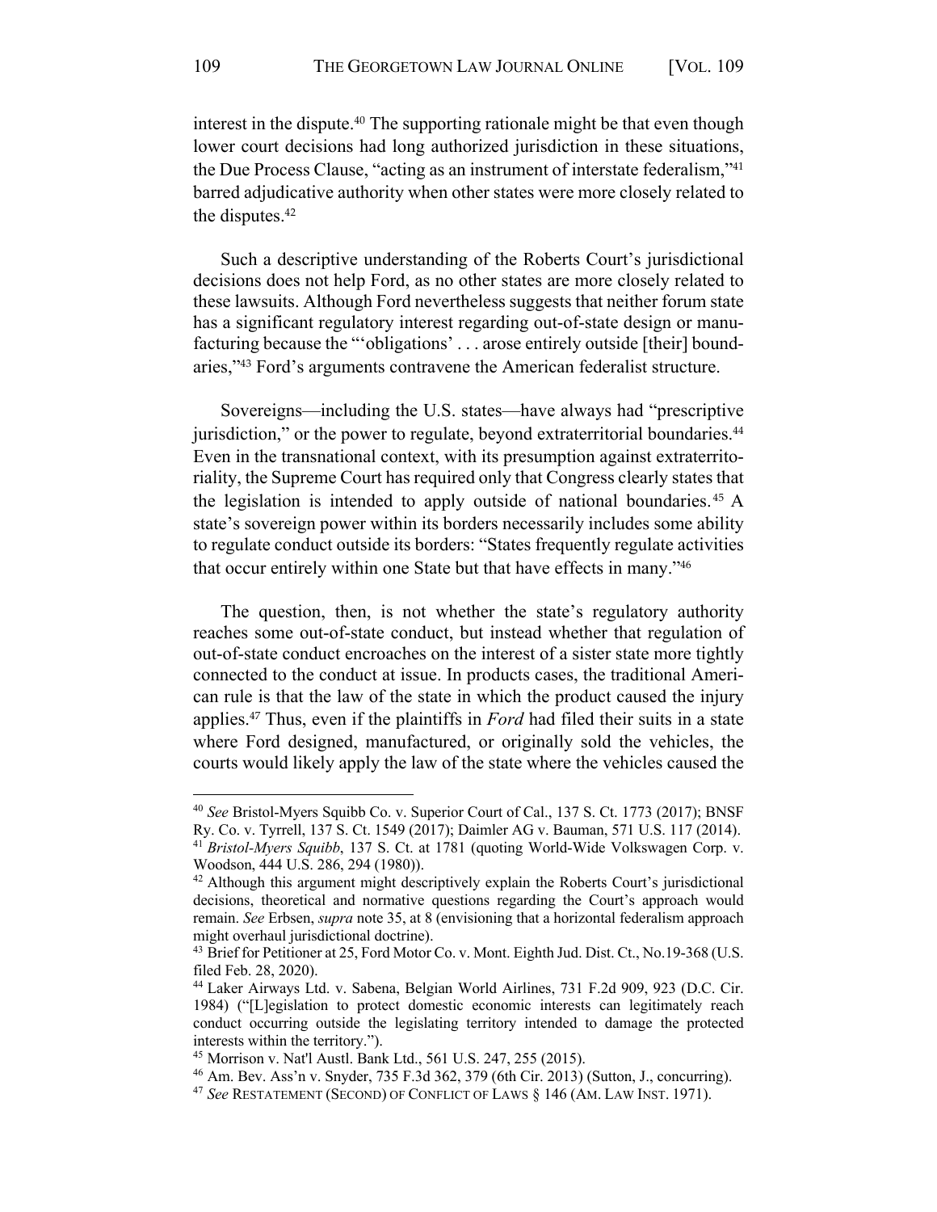interest in the dispute.[40] The supporting rationale might be that even though lower court decisions had long authorized jurisdiction in these situations, the Due Process Clause, "acting as an instrument of interstate federalism,"[41] barred adjudicative authority when other states were more closely related to the disputes.[42]

Such a descriptive understanding of the Roberts Court's jurisdictional decisions does not help Ford, as no other states are more closely related to these lawsuits. Although Ford nevertheless suggests that neither forum state has a significant regulatory interest regarding out-of-state design or manufacturing because the "'obligations' . . . arose entirely outside [their] boundaries,"[43] Ford's arguments contravene the American federalist structure.

Sovereigns—including the U.S. states—have always had "prescriptive jurisdiction," or the power to regulate, beyond extraterritorial boundaries.[44] Even in the transnational context, with its presumption against extraterritoriality, the Supreme Court has required only that Congress clearly states that the legislation is intended to apply outside of national boundaries.[45] A state's sovereign power within its borders necessarily includes some ability to regulate conduct outside its borders: "States frequently regulate activities that occur entirely within one State but that have effects in many."[46]

The question, then, is not whether the state's regulatory authority reaches some out-of-state conduct, but instead whether that regulation of out-of-state conduct encroaches on the interest of a sister state more tightly connected to the conduct at issue. In products cases, the traditional American rule is that the law of the state in which the product caused the injury applies.[47] Thus, even if the plaintiffs in *Ford* had filed their suits in a state where Ford designed, manufactured, or originally sold the vehicles, the courts would likely apply the law of the state where the vehicles caused the

---

[40] *See* Bristol-Myers Squibb Co. v. Superior Court of Cal., 137 S. Ct. 1773 (2017); BNSF Ry. Co. v. Tyrrell, 137 S. Ct. 1549 (2017); Daimler AG v. Bauman, 571 U.S. 117 (2014).

[41] *Bristol-Myers Squibb*, 137 S. Ct. at 1781 (quoting World-Wide Volkswagen Corp. v. Woodson, 444 U.S. 286, 294 (1980)).

[42] Although this argument might descriptively explain the Roberts Court's jurisdictional decisions, theoretical and normative questions regarding the Court's approach would remain. *See* Erbsen, *supra* note 35, at 8 (envisioning that a horizontal federalism approach might overhaul jurisdictional doctrine).

[43] Brief for Petitioner at 25, Ford Motor Co. v. Mont. Eighth Jud. Dist. Ct., No.19-368 (U.S. filed Feb. 28, 2020).

[44] Laker Airways Ltd. v. Sabena, Belgian World Airlines, 731 F.2d 909, 923 (D.C. Cir. 1984) ("[L]egislation to protect domestic economic interests can legitimately reach conduct occurring outside the legislating territory intended to damage the protected interests within the territory.").

[45] Morrison v. Nat'l Austl. Bank Ltd., 561 U.S. 247, 255 (2015).

[46] Am. Bev. Ass'n v. Snyder, 735 F.3d 362, 379 (6th Cir. 2013) (Sutton, J., concurring).

[47] *See* RESTATEMENT (SECOND) OF CONFLICT OF LAWS § 146 (AM. LAW INST. 1971).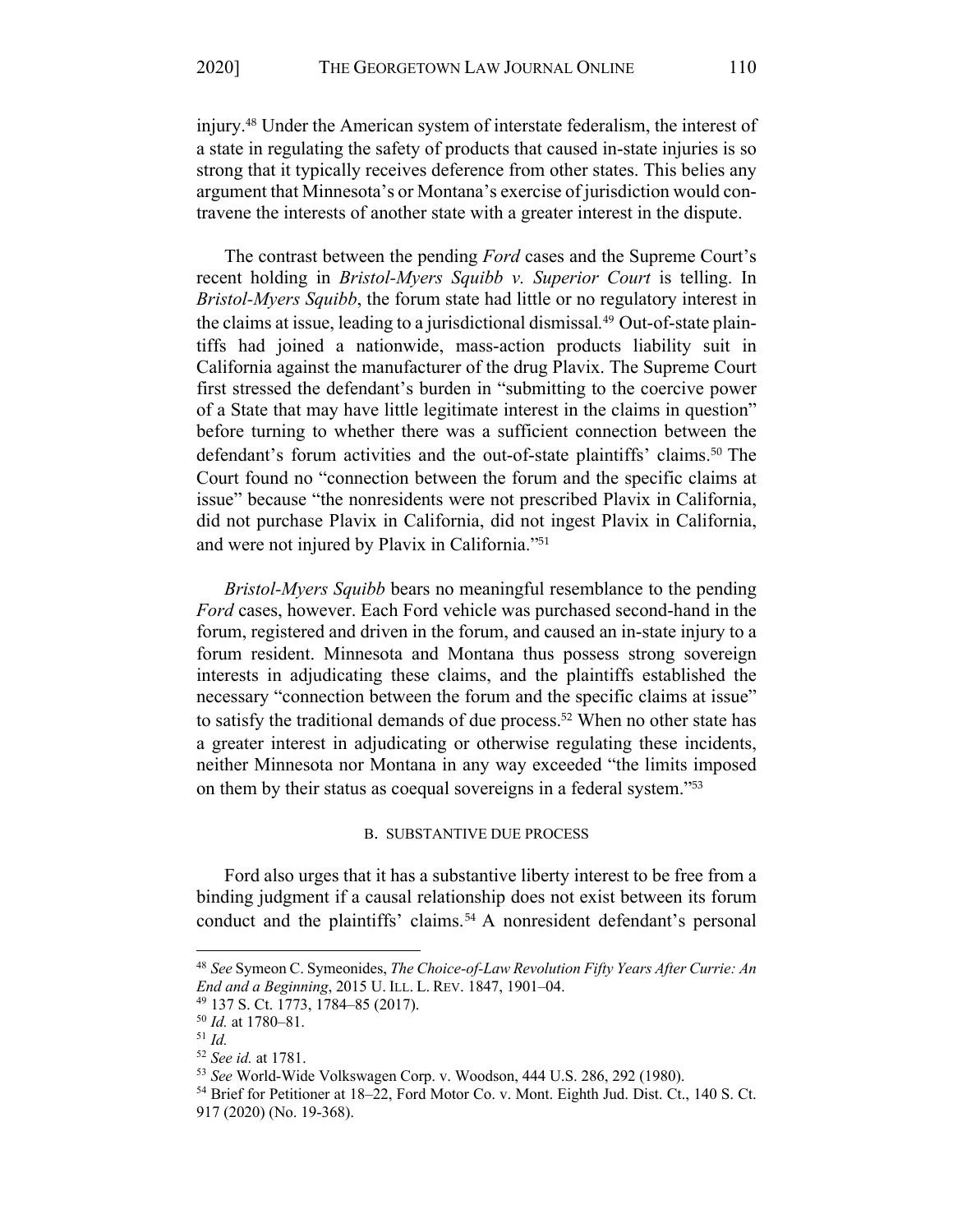injury.[48] Under the American system of interstate federalism, the interest of a state in regulating the safety of products that caused in-state injuries is so strong that it typically receives deference from other states. This belies any argument that Minnesota's or Montana's exercise of jurisdiction would contravene the interests of another state with a greater interest in the dispute.

The contrast between the pending *Ford* cases and the Supreme Court's recent holding in *Bristol-Myers Squibb v. Superior Court* is telling. In *Bristol-Myers Squibb*, the forum state had little or no regulatory interest in the claims at issue, leading to a jurisdictional dismissal.[49] Out-of-state plaintiffs had joined a nationwide, mass-action products liability suit in California against the manufacturer of the drug Plavix. The Supreme Court first stressed the defendant's burden in "submitting to the coercive power of a State that may have little legitimate interest in the claims in question" before turning to whether there was a sufficient connection between the defendant's forum activities and the out-of-state plaintiffs' claims.[50] The Court found no "connection between the forum and the specific claims at issue" because "the nonresidents were not prescribed Plavix in California, did not purchase Plavix in California, did not ingest Plavix in California, and were not injured by Plavix in California."[51]

*Bristol-Myers Squibb* bears no meaningful resemblance to the pending *Ford* cases, however. Each Ford vehicle was purchased second-hand in the forum, registered and driven in the forum, and caused an in-state injury to a forum resident. Minnesota and Montana thus possess strong sovereign interests in adjudicating these claims, and the plaintiffs established the necessary "connection between the forum and the specific claims at issue" to satisfy the traditional demands of due process.[52] When no other state has a greater interest in adjudicating or otherwise regulating these incidents, neither Minnesota nor Montana in any way exceeded "the limits imposed on them by their status as coequal sovereigns in a federal system."[53]

### B. SUBSTANTIVE DUE PROCESS

Ford also urges that it has a substantive liberty interest to be free from a binding judgment if a causal relationship does not exist between its forum conduct and the plaintiffs' claims.[54] A nonresident defendant's personal

---

[48] *See* Symeon C. Symeonides, *The Choice-of-Law Revolution Fifty Years After Currie: An End and a Beginning*, 2015 U. ILL. L. REV. 1847, 1901–04.

[49] 137 S. Ct. 1773, 1784–85 (2017).

[50] *Id.* at 1780–81.

[51] *Id.*

[52] *See id.* at 1781.

[53] *See* World-Wide Volkswagen Corp. v. Woodson, 444 U.S. 286, 292 (1980).

[54] Brief for Petitioner at 18–22, Ford Motor Co. v. Mont. Eighth Jud. Dist. Ct., 140 S. Ct. 917 (2020) (No. 19-368).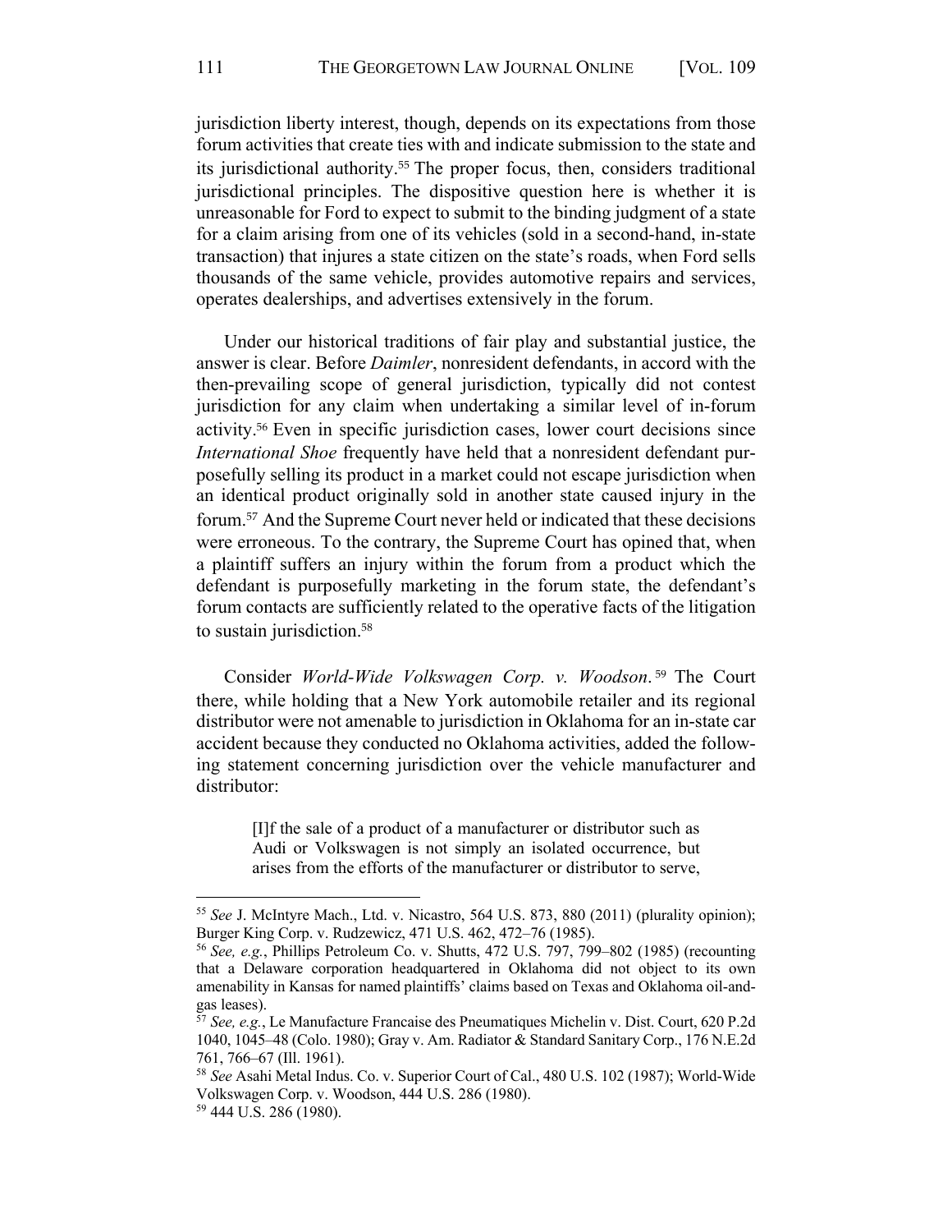jurisdiction liberty interest, though, depends on its expectations from those forum activities that create ties with and indicate submission to the state and its jurisdictional authority.[55] The proper focus, then, considers traditional jurisdictional principles. The dispositive question here is whether it is unreasonable for Ford to expect to submit to the binding judgment of a state for a claim arising from one of its vehicles (sold in a second-hand, in-state transaction) that injures a state citizen on the state's roads, when Ford sells thousands of the same vehicle, provides automotive repairs and services, operates dealerships, and advertises extensively in the forum.

Under our historical traditions of fair play and substantial justice, the answer is clear. Before *Daimler*, nonresident defendants, in accord with the then-prevailing scope of general jurisdiction, typically did not contest jurisdiction for any claim when undertaking a similar level of in-forum activity.[56] Even in specific jurisdiction cases, lower court decisions since *International Shoe* frequently have held that a nonresident defendant purposefully selling its product in a market could not escape jurisdiction when an identical product originally sold in another state caused injury in the forum.[57] And the Supreme Court never held or indicated that these decisions were erroneous. To the contrary, the Supreme Court has opined that, when a plaintiff suffers an injury within the forum from a product which the defendant is purposefully marketing in the forum state, the defendant's forum contacts are sufficiently related to the operative facts of the litigation to sustain jurisdiction.[58]

Consider *World-Wide Volkswagen Corp. v. Woodson*.[59] The Court there, while holding that a New York automobile retailer and its regional distributor were not amenable to jurisdiction in Oklahoma for an in-state car accident because they conducted no Oklahoma activities, added the following statement concerning jurisdiction over the vehicle manufacturer and distributor:

> [I]f the sale of a product of a manufacturer or distributor such as Audi or Volkswagen is not simply an isolated occurrence, but arises from the efforts of the manufacturer or distributor to serve,

---

[55] *See* J. McIntyre Mach., Ltd. v. Nicastro, 564 U.S. 873, 880 (2011) (plurality opinion); Burger King Corp. v. Rudzewicz, 471 U.S. 462, 472–76 (1985).

[56] *See, e.g.*, Phillips Petroleum Co. v. Shutts, 472 U.S. 797, 799–802 (1985) (recounting that a Delaware corporation headquartered in Oklahoma did not object to its own amenability in Kansas for named plaintiffs' claims based on Texas and Oklahoma oil-and-gas leases).

[57] *See, e.g.*, Le Manufacture Francaise des Pneumatiques Michelin v. Dist. Court, 620 P.2d 1040, 1045–48 (Colo. 1980); Gray v. Am. Radiator & Standard Sanitary Corp., 176 N.E.2d 761, 766–67 (Ill. 1961).

[58] *See* Asahi Metal Indus. Co. v. Superior Court of Cal., 480 U.S. 102 (1987); World-Wide Volkswagen Corp. v. Woodson, 444 U.S. 286 (1980).

[59] 444 U.S. 286 (1980).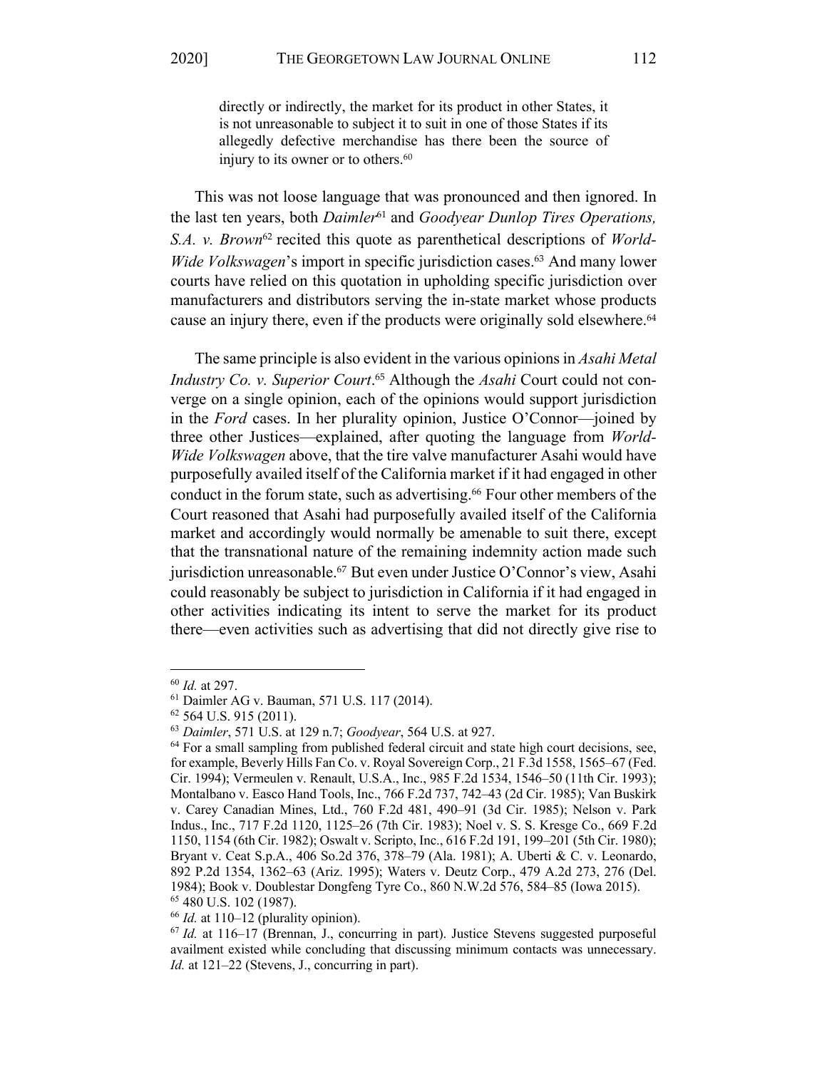> directly or indirectly, the market for its product in other States, it is not unreasonable to subject it to suit in one of those States if its allegedly defective merchandise has there been the source of injury to its owner or to others.[60]

This was not loose language that was pronounced and then ignored. In the last ten years, both *Daimler*[61] and *Goodyear Dunlop Tires Operations, S.A. v. Brown*[62] recited this quote as parenthetical descriptions of *World-Wide Volkswagen*'s import in specific jurisdiction cases.[63] And many lower courts have relied on this quotation in upholding specific jurisdiction over manufacturers and distributors serving the in-state market whose products cause an injury there, even if the products were originally sold elsewhere.[64]

The same principle is also evident in the various opinions in *Asahi Metal Industry Co. v. Superior Court*.[65] Although the *Asahi* Court could not converge on a single opinion, each of the opinions would support jurisdiction in the *Ford* cases. In her plurality opinion, Justice O'Connor—joined by three other Justices—explained, after quoting the language from *World-Wide Volkswagen* above, that the tire valve manufacturer Asahi would have purposefully availed itself of the California market if it had engaged in other conduct in the forum state, such as advertising.[66] Four other members of the Court reasoned that Asahi had purposefully availed itself of the California market and accordingly would normally be amenable to suit there, except that the transnational nature of the remaining indemnity action made such jurisdiction unreasonable.[67] But even under Justice O'Connor's view, Asahi could reasonably be subject to jurisdiction in California if it had engaged in other activities indicating its intent to serve the market for its product there—even activities such as advertising that did not directly give rise to

---

[60] *Id.* at 297.

[61] Daimler AG v. Bauman, 571 U.S. 117 (2014).

[62] 564 U.S. 915 (2011).

[63] *Daimler*, 571 U.S. at 129 n.7; *Goodyear*, 564 U.S. at 927.

[64] For a small sampling from published federal circuit and state high court decisions, see, for example, Beverly Hills Fan Co. v. Royal Sovereign Corp., 21 F.3d 1558, 1565–67 (Fed. Cir. 1994); Vermeulen v. Renault, U.S.A., Inc., 985 F.2d 1534, 1546–50 (11th Cir. 1993); Montalbano v. Easco Hand Tools, Inc., 766 F.2d 737, 742–43 (2d Cir. 1985); Van Buskirk v. Carey Canadian Mines, Ltd., 760 F.2d 481, 490–91 (3d Cir. 1985); Nelson v. Park Indus., Inc., 717 F.2d 1120, 1125–26 (7th Cir. 1983); Noel v. S. S. Kresge Co., 669 F.2d 1150, 1154 (6th Cir. 1982); Oswalt v. Scripto, Inc., 616 F.2d 191, 199–201 (5th Cir. 1980); Bryant v. Ceat S.p.A., 406 So.2d 376, 378–79 (Ala. 1981); A. Uberti & C. v. Leonardo, 892 P.2d 1354, 1362–63 (Ariz. 1995); Waters v. Deutz Corp., 479 A.2d 273, 276 (Del. 1984); Book v. Doublestar Dongfeng Tyre Co., 860 N.W.2d 576, 584–85 (Iowa 2015).

[65] 480 U.S. 102 (1987).

[66] *Id.* at 110–12 (plurality opinion).

[67] *Id.* at 116–17 (Brennan, J., concurring in part). Justice Stevens suggested purposeful availment existed while concluding that discussing minimum contacts was unnecessary. *Id.* at 121–22 (Stevens, J., concurring in part).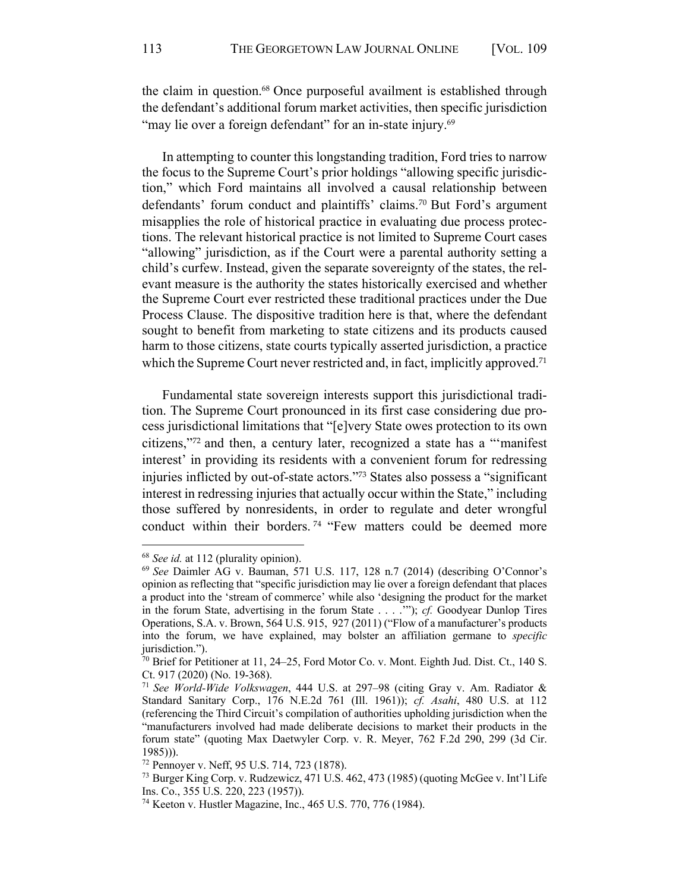the claim in question.[68] Once purposeful availment is established through the defendant's additional forum market activities, then specific jurisdiction "may lie over a foreign defendant" for an in-state injury.[69]

In attempting to counter this longstanding tradition, Ford tries to narrow the focus to the Supreme Court's prior holdings "allowing specific jurisdiction," which Ford maintains all involved a causal relationship between defendants' forum conduct and plaintiffs' claims.[70] But Ford's argument misapplies the role of historical practice in evaluating due process protections. The relevant historical practice is not limited to Supreme Court cases "allowing" jurisdiction, as if the Court were a parental authority setting a child's curfew. Instead, given the separate sovereignty of the states, the relevant measure is the authority the states historically exercised and whether the Supreme Court ever restricted these traditional practices under the Due Process Clause. The dispositive tradition here is that, where the defendant sought to benefit from marketing to state citizens and its products caused harm to those citizens, state courts typically asserted jurisdiction, a practice which the Supreme Court never restricted and, in fact, implicitly approved.[71]

Fundamental state sovereign interests support this jurisdictional tradition. The Supreme Court pronounced in its first case considering due process jurisdictional limitations that "[e]very State owes protection to its own citizens,"[72] and then, a century later, recognized a state has a "'manifest interest' in providing its residents with a convenient forum for redressing injuries inflicted by out-of-state actors."[73] States also possess a "significant interest in redressing injuries that actually occur within the State," including those suffered by nonresidents, in order to regulate and deter wrongful conduct within their borders.[74] "Few matters could be deemed more

---

[68] *See id.* at 112 (plurality opinion).

[69] *See* Daimler AG v. Bauman, 571 U.S. 117, 128 n.7 (2014) (describing O'Connor's opinion as reflecting that "specific jurisdiction may lie over a foreign defendant that places a product into the 'stream of commerce' while also 'designing the product for the market in the forum State, advertising in the forum State . . . .'"); *cf.* Goodyear Dunlop Tires Operations, S.A. v. Brown, 564 U.S. 915, 927 (2011) ("Flow of a manufacturer's products into the forum, we have explained, may bolster an affiliation germane to *specific* jurisdiction.").

[70] Brief for Petitioner at 11, 24–25, Ford Motor Co. v. Mont. Eighth Jud. Dist. Ct., 140 S. Ct. 917 (2020) (No. 19-368).

[71] *See World-Wide Volkswagen*, 444 U.S. at 297–98 (citing Gray v. Am. Radiator & Standard Sanitary Corp., 176 N.E.2d 761 (Ill. 1961)); *cf. Asahi*, 480 U.S. at 112 (referencing the Third Circuit's compilation of authorities upholding jurisdiction when the "manufacturers involved had made deliberate decisions to market their products in the forum state" (quoting Max Daetwyler Corp. v. R. Meyer, 762 F.2d 290, 299 (3d Cir. 1985))).

[72] Pennoyer v. Neff, 95 U.S. 714, 723 (1878).

[73] Burger King Corp. v. Rudzewicz, 471 U.S. 462, 473 (1985) (quoting McGee v. Int'l Life Ins. Co., 355 U.S. 220, 223 (1957)).

[74] Keeton v. Hustler Magazine, Inc., 465 U.S. 770, 776 (1984).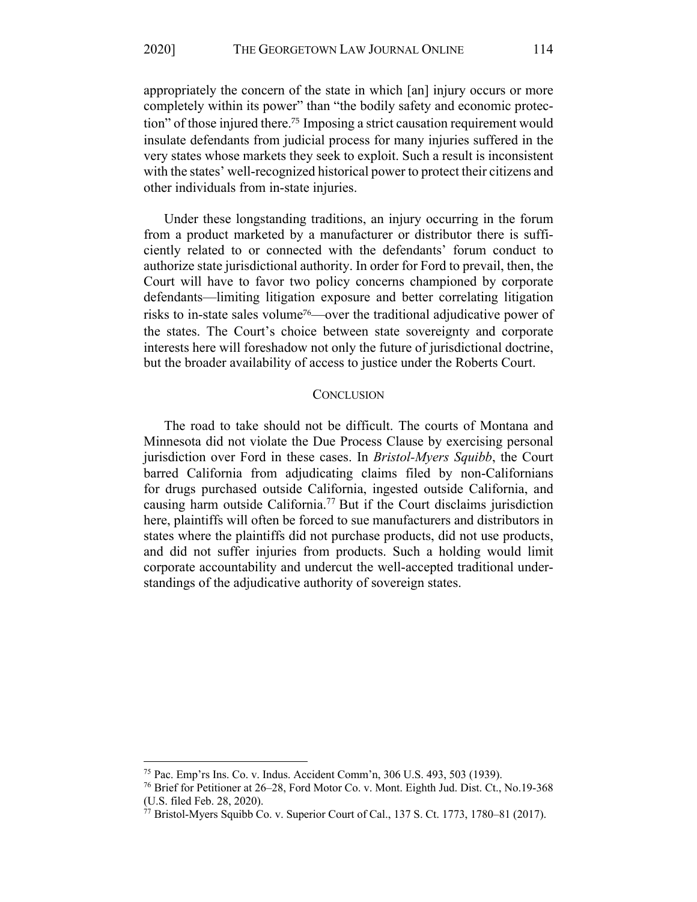appropriately the concern of the state in which [an] injury occurs or more completely within its power" than "the bodily safety and economic protection" of those injured there.[75] Imposing a strict causation requirement would insulate defendants from judicial process for many injuries suffered in the very states whose markets they seek to exploit. Such a result is inconsistent with the states' well-recognized historical power to protect their citizens and other individuals from in-state injuries.

Under these longstanding traditions, an injury occurring in the forum from a product marketed by a manufacturer or distributor there is sufficiently related to or connected with the defendants' forum conduct to authorize state jurisdictional authority. In order for Ford to prevail, then, the Court will have to favor two policy concerns championed by corporate defendants—limiting litigation exposure and better correlating litigation risks to in-state sales volume[76]—over the traditional adjudicative power of the states. The Court's choice between state sovereignty and corporate interests here will foreshadow not only the future of jurisdictional doctrine, but the broader availability of access to justice under the Roberts Court.

## CONCLUSION

The road to take should not be difficult. The courts of Montana and Minnesota did not violate the Due Process Clause by exercising personal jurisdiction over Ford in these cases. In *Bristol-Myers Squibb*, the Court barred California from adjudicating claims filed by non-Californians for drugs purchased outside California, ingested outside California, and causing harm outside California.[77] But if the Court disclaims jurisdiction here, plaintiffs will often be forced to sue manufacturers and distributors in states where the plaintiffs did not purchase products, did not use products, and did not suffer injuries from products. Such a holding would limit corporate accountability and undercut the well-accepted traditional understandings of the adjudicative authority of sovereign states.

---

[75] Pac. Emp'rs Ins. Co. v. Indus. Accident Comm'n, 306 U.S. 493, 503 (1939).

[76] Brief for Petitioner at 26–28, Ford Motor Co. v. Mont. Eighth Jud. Dist. Ct., No.19-368 (U.S. filed Feb. 28, 2020).

[77] Bristol-Myers Squibb Co. v. Superior Court of Cal., 137 S. Ct. 1773, 1780–81 (2017).